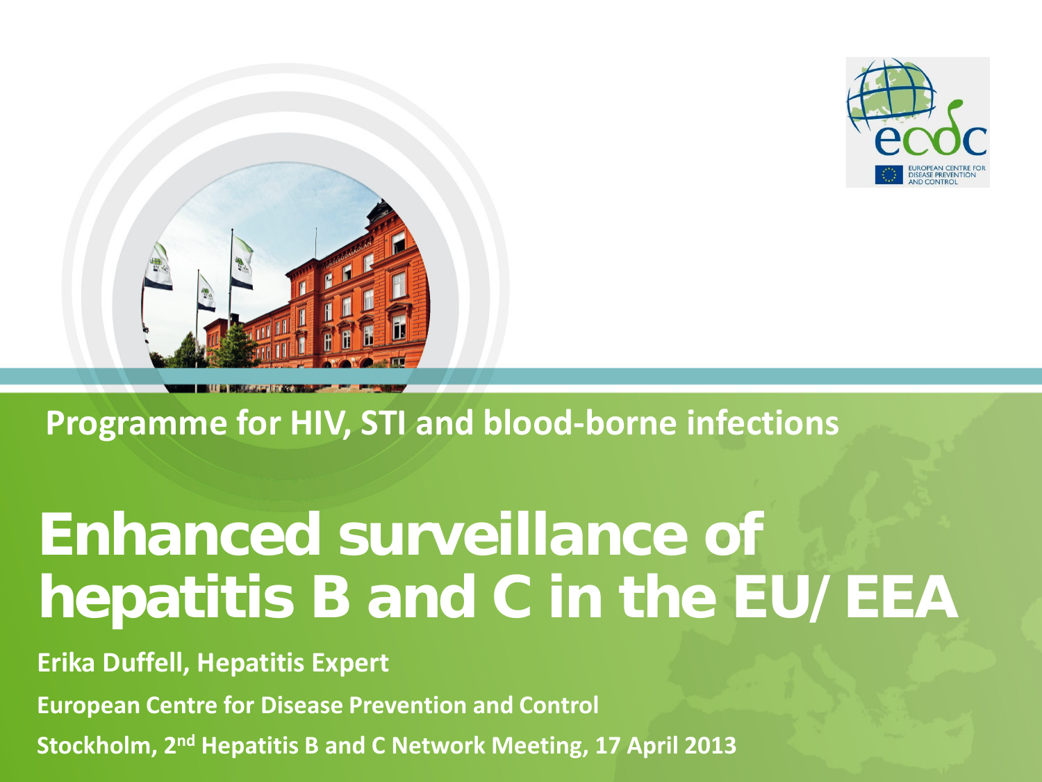Programme for HIV, STI and blood-borne infections

# Enhanced surveillance of hepatitis B and C in the EU/EEA

**Erika Duffell, Hepatitis Expert**

**European Centre for Disease Prevention and Control**

**Stockholm, 2nd Hepatitis B and C Network Meeting, 17 April 2013**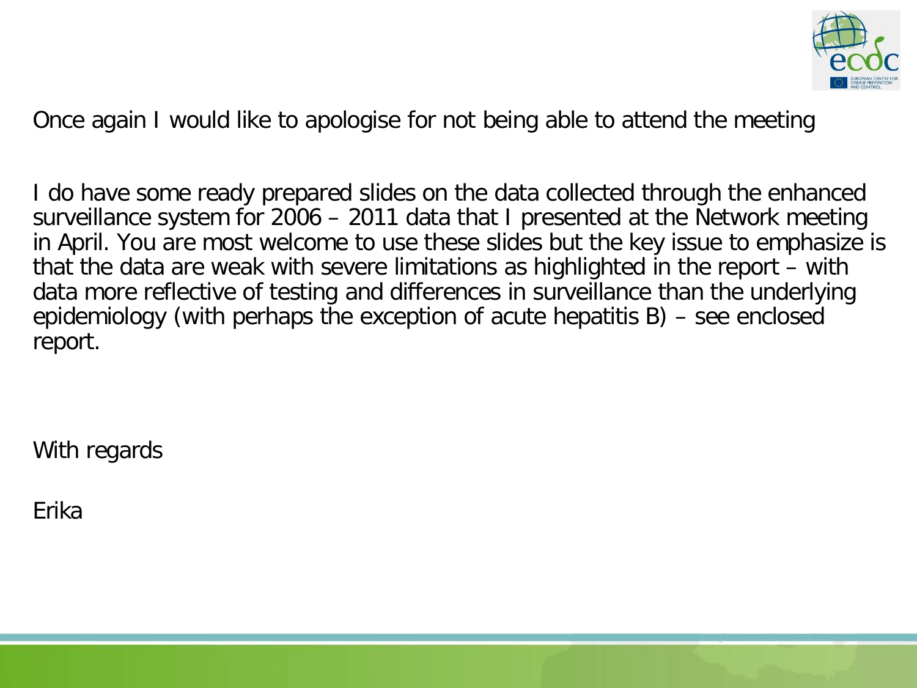Once again I would like to apologise for not being able to attend the meeting

I do have some ready prepared slides on the data collected through the enhanced surveillance system for 2006 – 2011 data that I presented at the Network meeting in April. You are most welcome to use these slides but the key issue to emphasize is that the data are weak with severe limitations as highlighted in the report – with data more reflective of testing and differences in surveillance than the underlying epidemiology (with perhaps the exception of acute hepatitis B) – see enclosed report.

With regards

Erika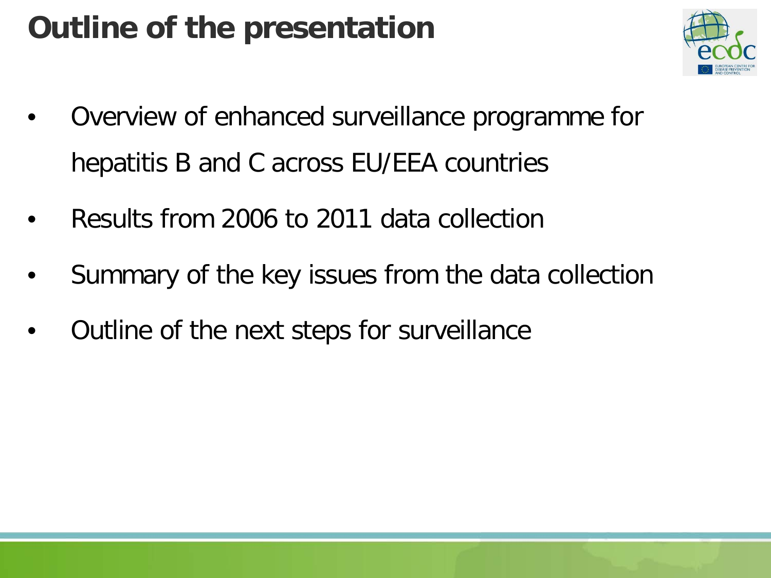# Outline of the presentation

- Overview of enhanced surveillance programme for hepatitis B and C across EU/EEA countries
- Results from 2006 to 2011 data collection
- Summary of the key issues from the data collection
- Outline of the next steps for surveillance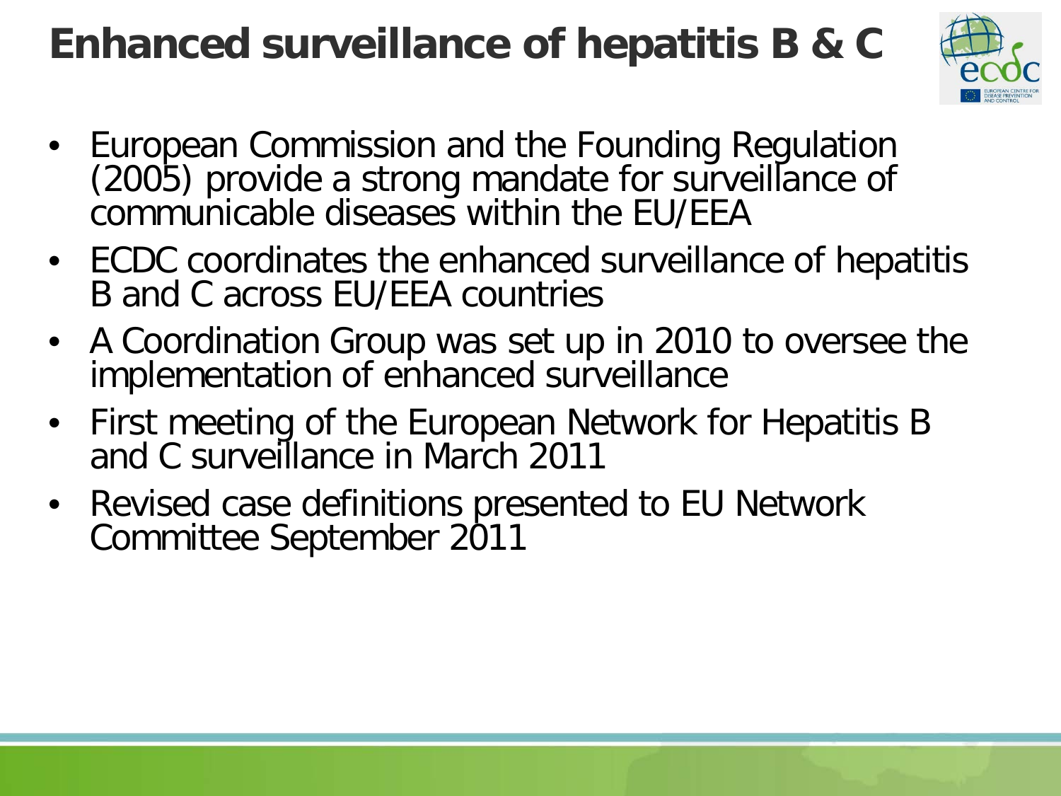# Enhanced surveillance of hepatitis B & C

- European Commission and the Founding Regulation (2005) provide a strong mandate for surveillance of communicable diseases within the EU/EEA
- ECDC coordinates the enhanced surveillance of hepatitis B and C across EU/EEA countries
- A Coordination Group was set up in 2010 to oversee the implementation of enhanced surveillance
- First meeting of the European Network for Hepatitis B and C surveillance in March 2011
- Revised case definitions presented to EU Network Committee September 2011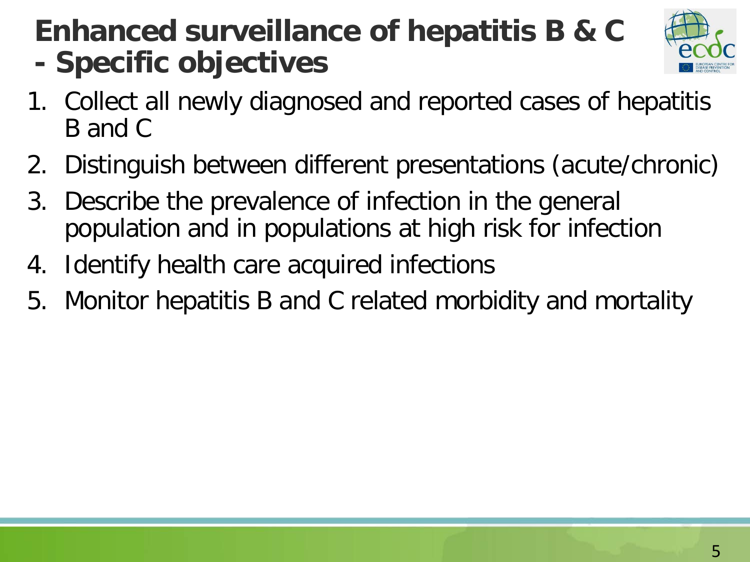# Enhanced surveillance of hepatitis B & C - Specific objectives

1. Collect all newly diagnosed and reported cases of hepatitis B and C
2. Distinguish between different presentations (acute/chronic)
3. Describe the prevalence of infection in the general population and in populations at high risk for infection
4. Identify health care acquired infections
5. Monitor hepatitis B and C related morbidity and mortality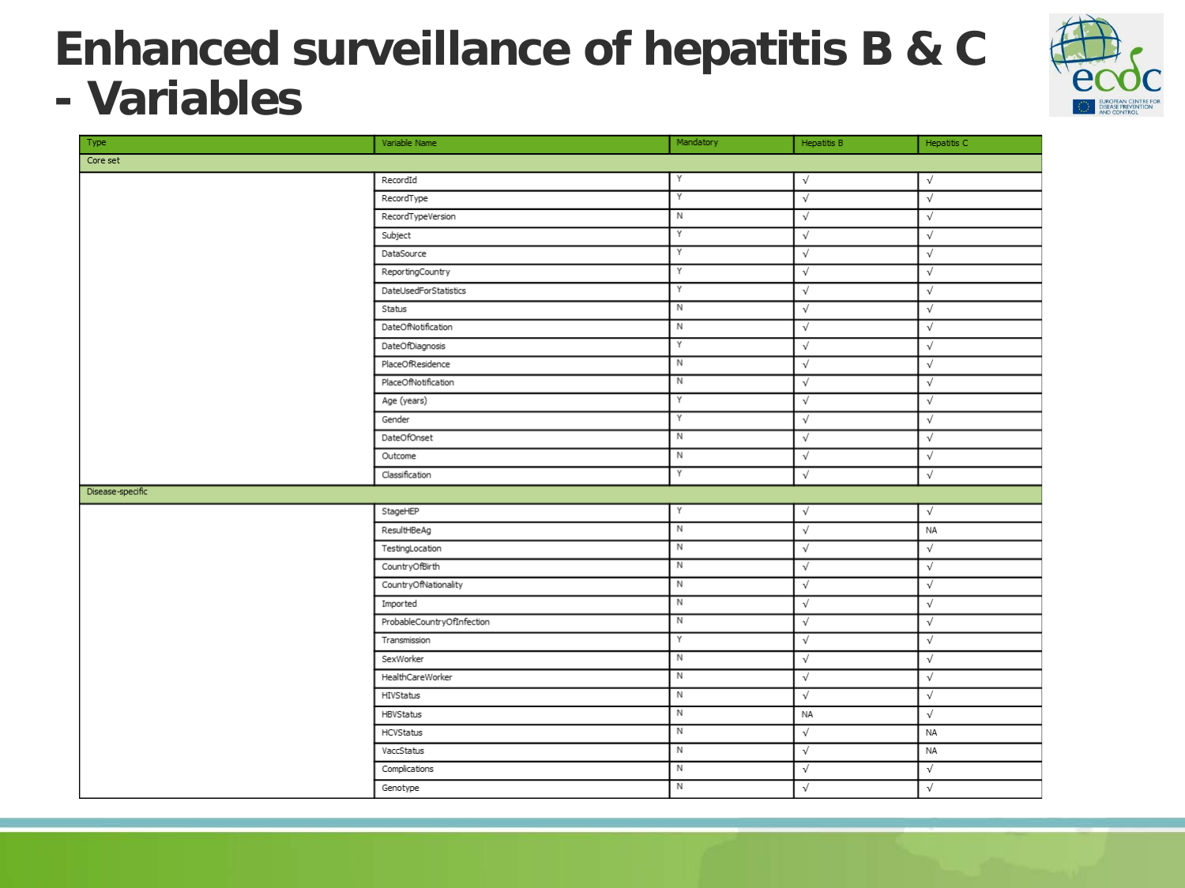# Enhanced surveillance of hepatitis B & C - Variables

| Type | Variable Name | Mandatory | Hepatitis B | Hepatitis C |
|---|---|---|---|---|
| Core set | | | | |
| | RecordId | Y | √ | √ |
| | RecordType | Y | √ | √ |
| | RecordTypeVersion | N | √ | √ |
| | Subject | Y | √ | √ |
| | DataSource | Y | √ | √ |
| | ReportingCountry | Y | √ | √ |
| | DateUsedForStatistics | Y | √ | √ |
| | Status | N | √ | √ |
| | DateOfNotification | N | √ | √ |
| | DateOfDiagnosis | Y | √ | √ |
| | PlaceOfResidence | N | √ | √ |
| | PlaceOfNotification | N | √ | √ |
| | Age (years) | Y | √ | √ |
| | Gender | Y | √ | √ |
| | DateOfOnset | N | √ | √ |
| | Outcome | N | √ | √ |
| | Classification | Y | √ | √ |
| Disease-specific | | | | |
| | StageHEP | Y | √ | √ |
| | ResultHBeAg | N | √ | NA |
| | TestingLocation | N | √ | √ |
| | CountryOfBirth | N | √ | √ |
| | CountryOfNationality | N | √ | √ |
| | Imported | N | √ | √ |
| | ProbableCountryOfInfection | N | √ | √ |
| | Transmission | Y | √ | √ |
| | SexWorker | N | √ | √ |
| | HealthCareWorker | N | √ | √ |
| | HIVStatus | N | √ | √ |
| | HBVStatus | N | NA | √ |
| | HCVStatus | N | √ | NA |
| | VaccStatus | N | √ | NA |
| | Complications | N | √ | √ |
| | Genotype | N | √ | √ |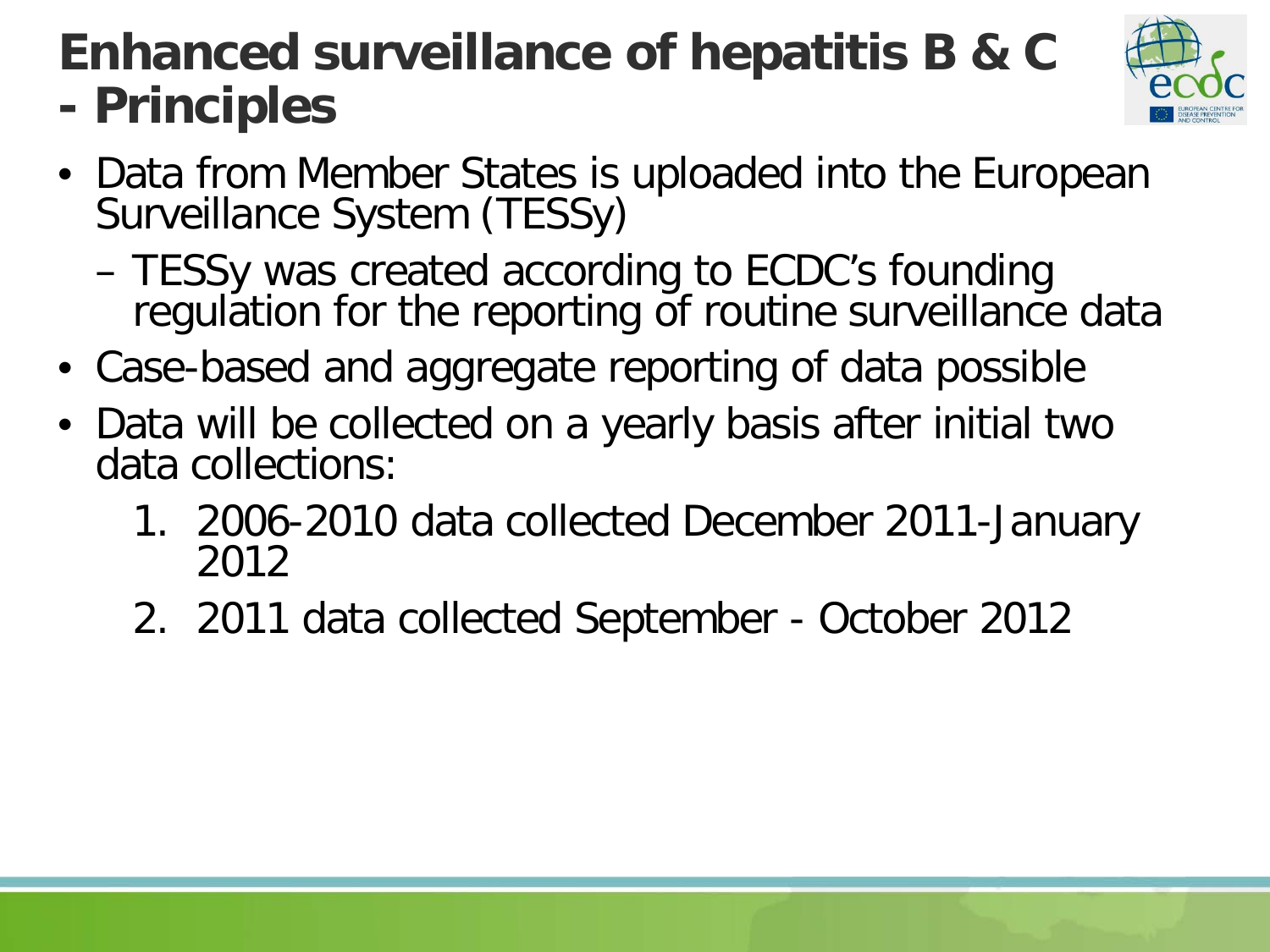# Enhanced surveillance of hepatitis B & C - Principles

- Data from Member States is uploaded into the European Surveillance System (TESSy)
  - TESSy was created according to ECDC's founding regulation for the reporting of routine surveillance data
- Case-based and aggregate reporting of data possible
- Data will be collected on a yearly basis after initial two data collections:
  1. 2006-2010 data collected December 2011-January 2012
  2. 2011 data collected September - October 2012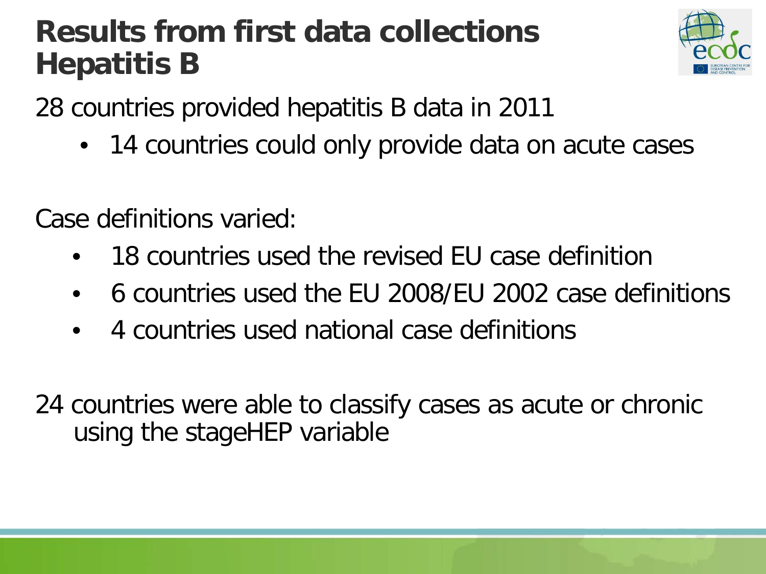# Results from first data collections Hepatitis B

28 countries provided hepatitis B data in 2011

- 14 countries could only provide data on acute cases

Case definitions varied:

- 18 countries used the revised EU case definition
- 6 countries used the EU 2008/EU 2002 case definitions
- 4 countries used national case definitions

24 countries were able to classify cases as acute or chronic using the stageHEP variable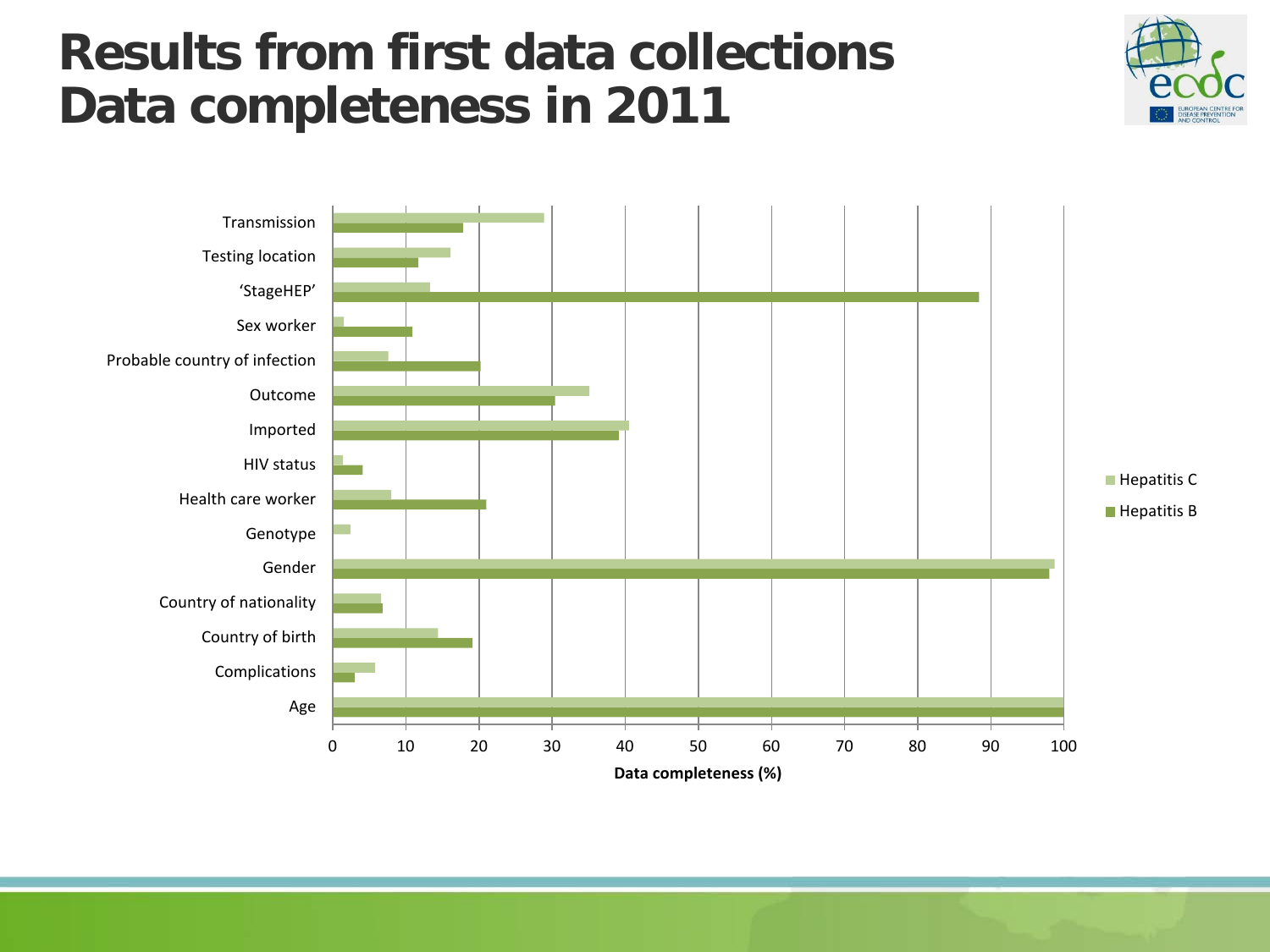# Results from first data collections
# Data completeness in 2011

Data completeness (%) by variable, Hepatitis C and Hepatitis B:

- Transmission
- Testing location
- 'StageHEP'
- Sex worker
- Probable country of infection
- Outcome
- Imported
- HIV status
- Health care worker
- Genotype
- Gender
- Country of nationality
- Country of birth
- Complications
- Age

Axis: 0, 10, 20, 30, 40, 50, 60, 70, 80, 90, 100

Data completeness (%)

Legend: Hepatitis C, Hepatitis B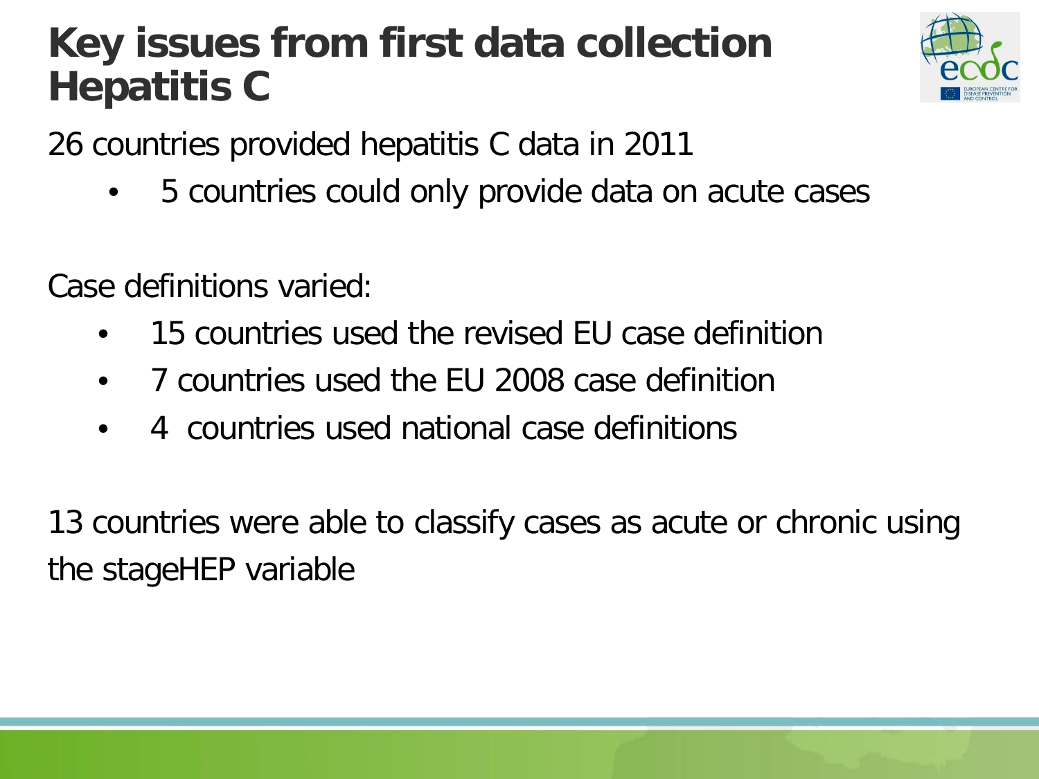# Key issues from first data collection Hepatitis C

26 countries provided hepatitis C data in 2011

- 5 countries could only provide data on acute cases

Case definitions varied:

- 15 countries used the revised EU case definition
- 7 countries used the EU 2008 case definition
- 4 countries used national case definitions

13 countries were able to classify cases as acute or chronic using the stageHEP variable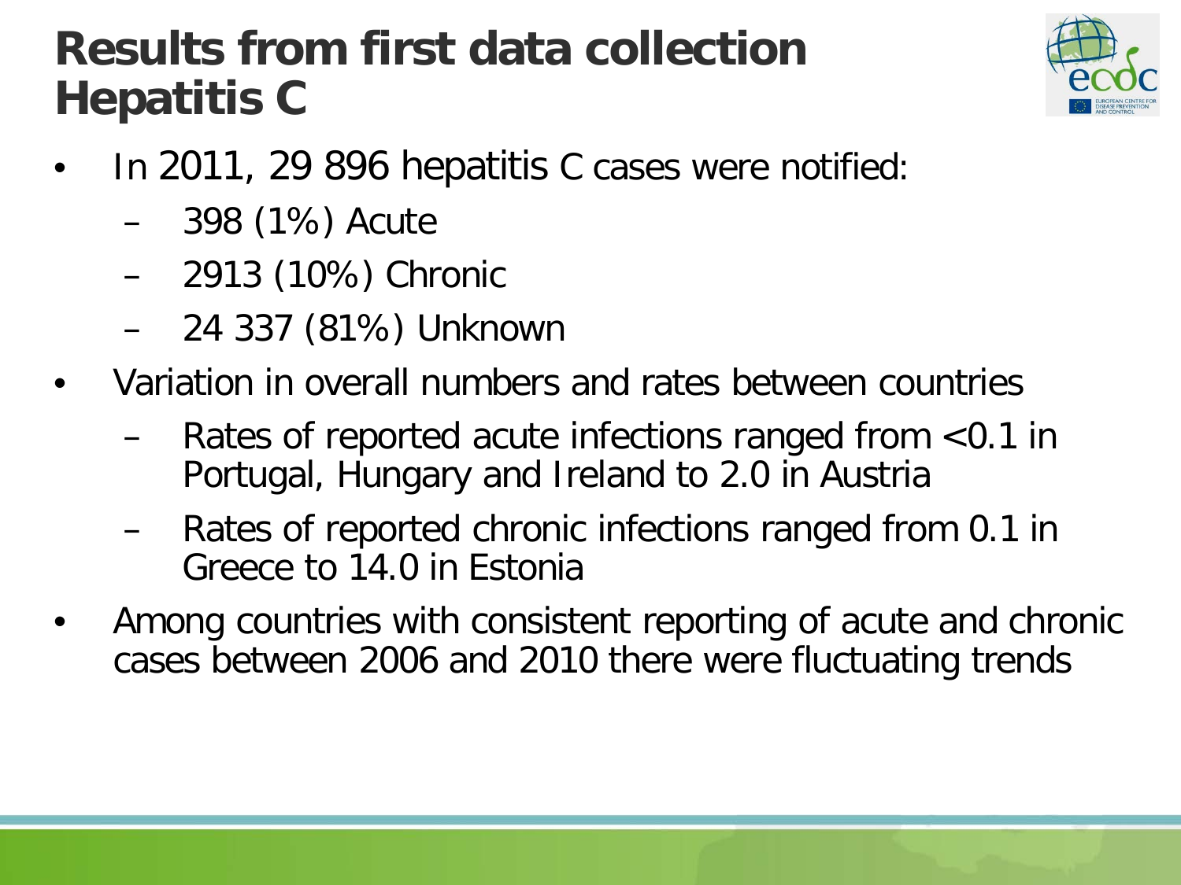# Results from first data collection Hepatitis C

- In 2011, 29 896 hepatitis C cases were notified:
  - 398 (1%) Acute
  - 2913 (10%) Chronic
  - 24 337 (81%) Unknown
- Variation in overall numbers and rates between countries
  - Rates of reported acute infections ranged from <0.1 in Portugal, Hungary and Ireland to 2.0 in Austria
  - Rates of reported chronic infections ranged from 0.1 in Greece to 14.0 in Estonia
- Among countries with consistent reporting of acute and chronic cases between 2006 and 2010 there were fluctuating trends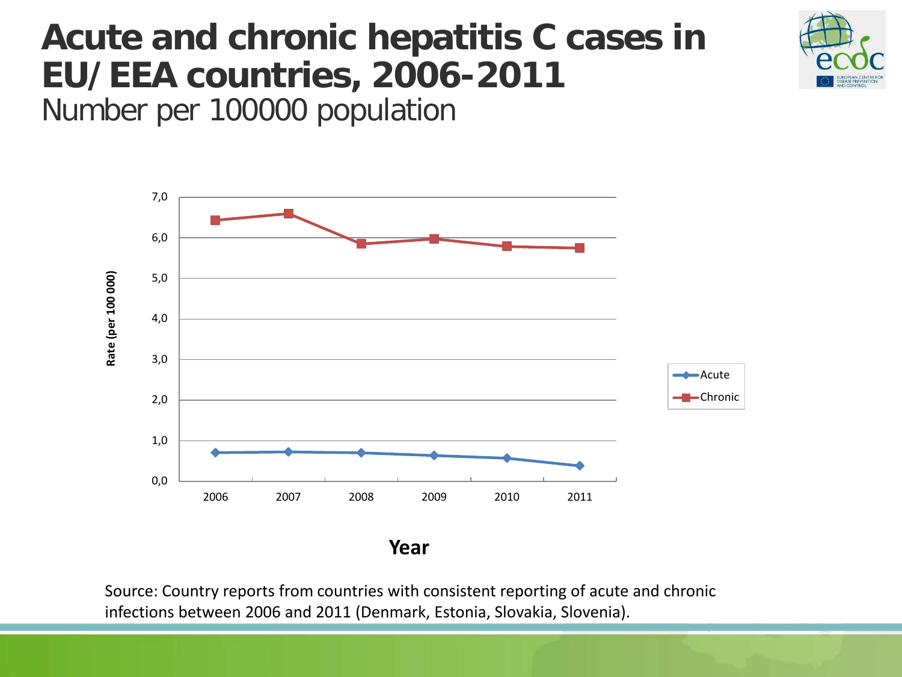# Acute and chronic hepatitis C cases in EU/EEA countries, 2006-2011

Number per 100000 population

Source: Country reports from countries with consistent reporting of acute and chronic infections between 2006 and 2011 (Denmark, Estonia, Slovakia, Slovenia).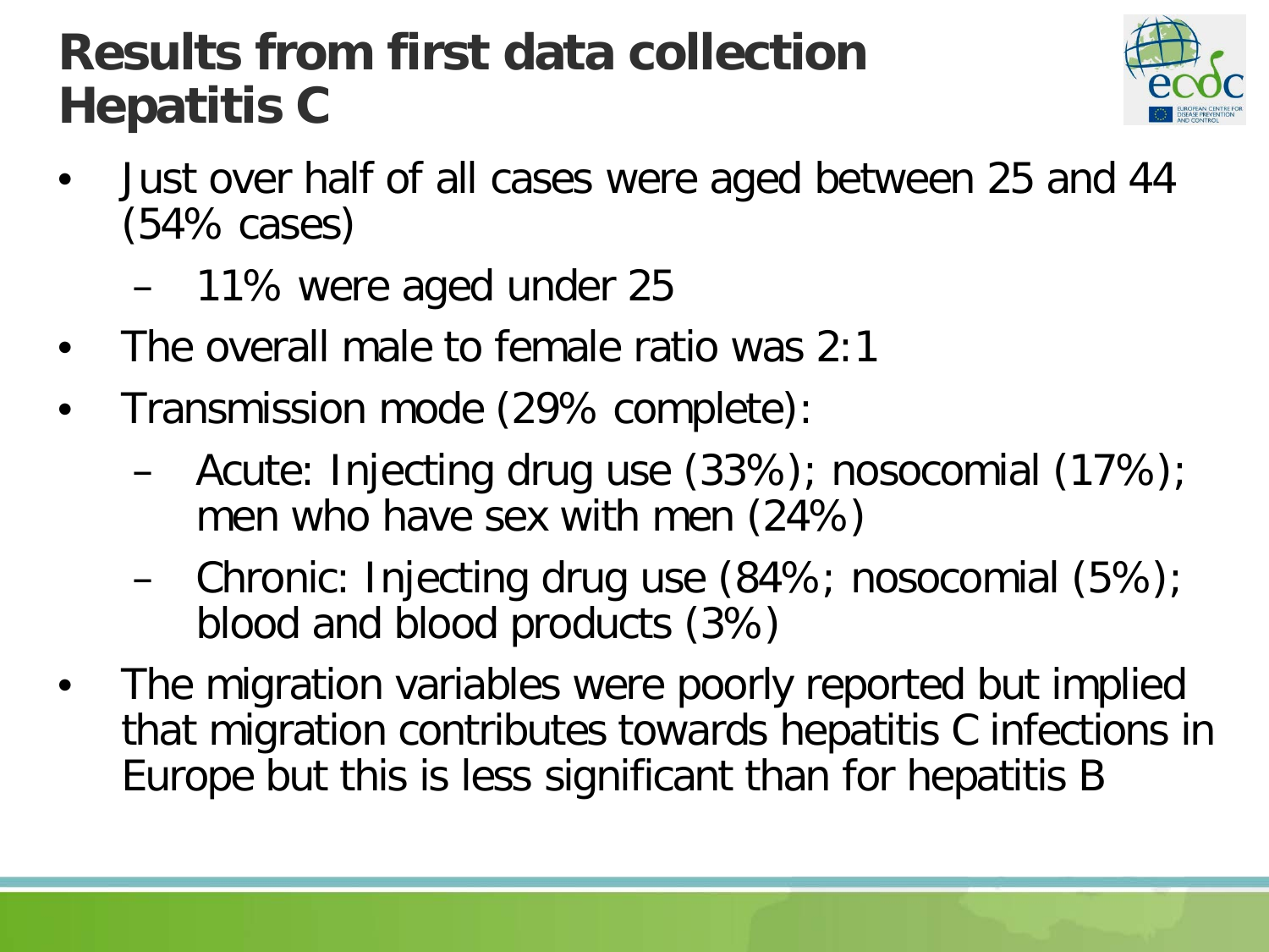# Results from first data collection Hepatitis C

- Just over half of all cases were aged between 25 and 44 (54% cases)
  - 11% were aged under 25
- The overall male to female ratio was 2:1
- Transmission mode (29% complete):
  - Acute: Injecting drug use (33%); nosocomial (17%); men who have sex with men (24%)
  - Chronic: Injecting drug use (84%; nosocomial (5%); blood and blood products (3%)
- The migration variables were poorly reported but implied that migration contributes towards hepatitis C infections in Europe but this is less significant than for hepatitis B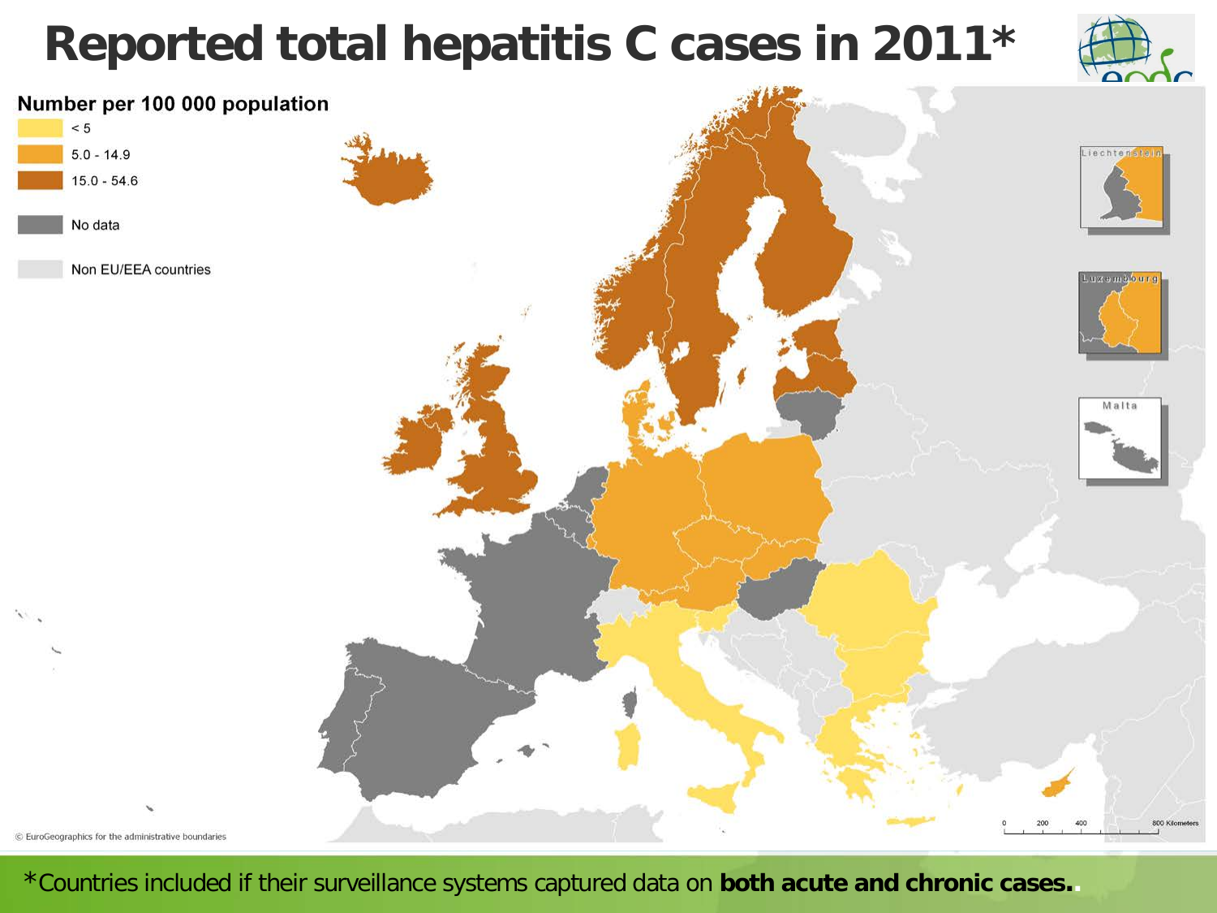# Reported total hepatitis C cases in 2011*

**Number per 100 000 population**

- < 5
- 5.0 - 14.9
- 15.0 - 54.6
- No data
- Non EU/EEA countries

Liechtenstein

Luxembourg

Malta

0 200 400 800 Kilometers

© EuroGeographics for the administrative boundaries

*Countries included if their surveillance systems captured data on **both acute and chronic cases.**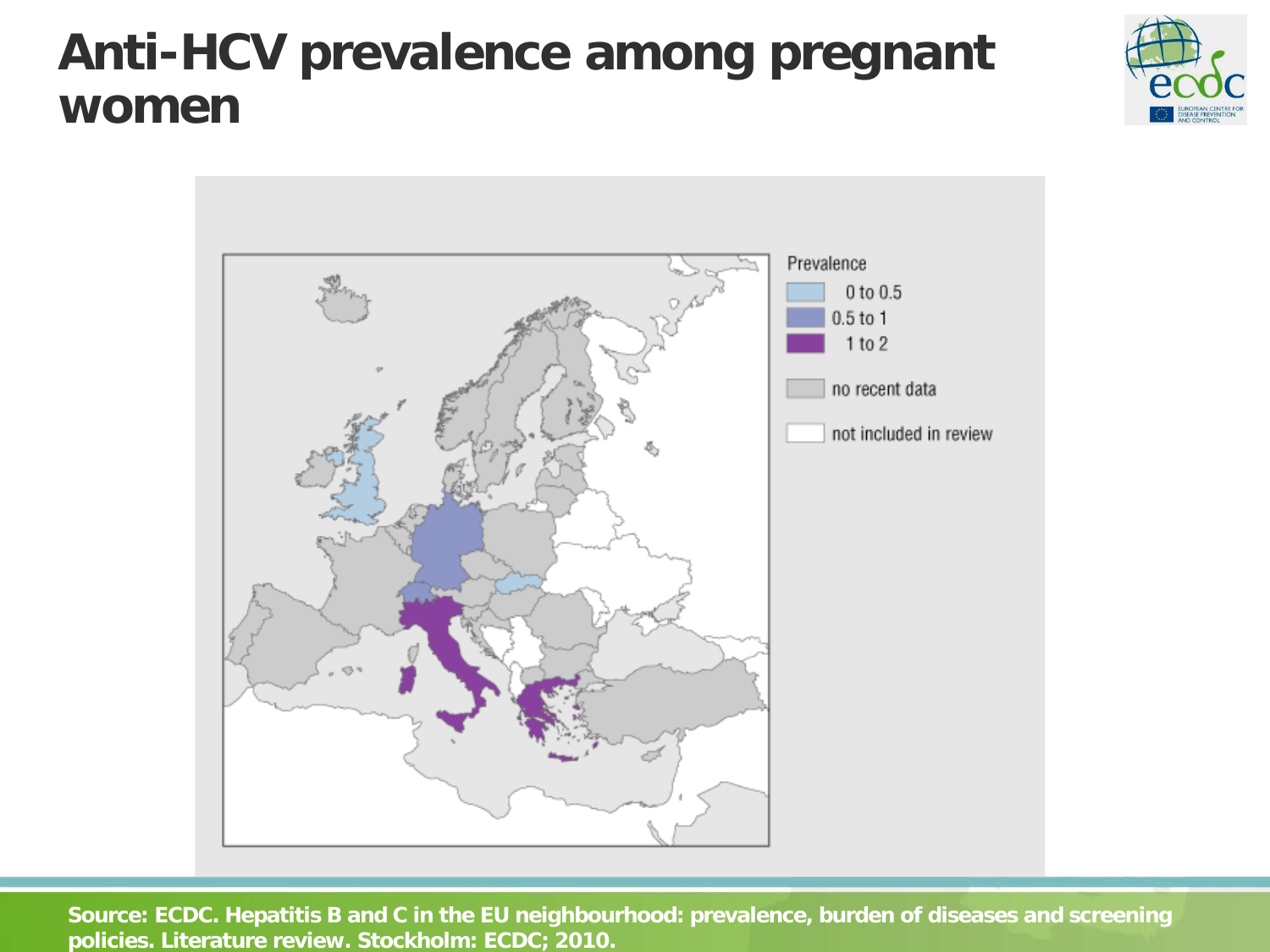# Anti-HCV prevalence among pregnant women

Prevalence

- 0 to 0.5
- 0.5 to 1
- 1 to 2
- no recent data
- not included in review

Source: ECDC. Hepatitis B and C in the EU neighbourhood: prevalence, burden of diseases and screening policies. Literature review. Stockholm: ECDC; 2010.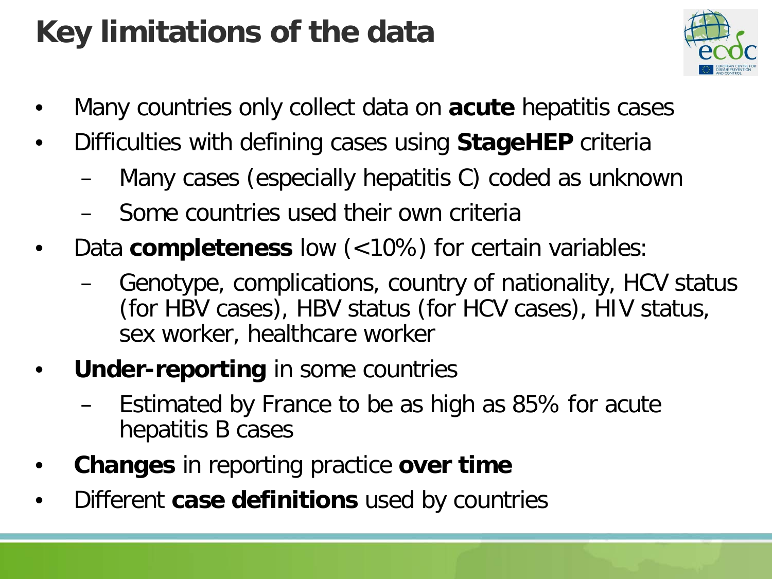# Key limitations of the data

- Many countries only collect data on **acute** hepatitis cases
- Difficulties with defining cases using **StageHEP** criteria
  - Many cases (especially hepatitis C) coded as unknown
  - Some countries used their own criteria
- Data **completeness** low (<10%) for certain variables:
  - Genotype, complications, country of nationality, HCV status (for HBV cases), HBV status (for HCV cases), HIV status, sex worker, healthcare worker
- **Under-reporting** in some countries
  - Estimated by France to be as high as 85% for acute hepatitis B cases
- **Changes** in reporting practice **over time**
- Different **case definitions** used by countries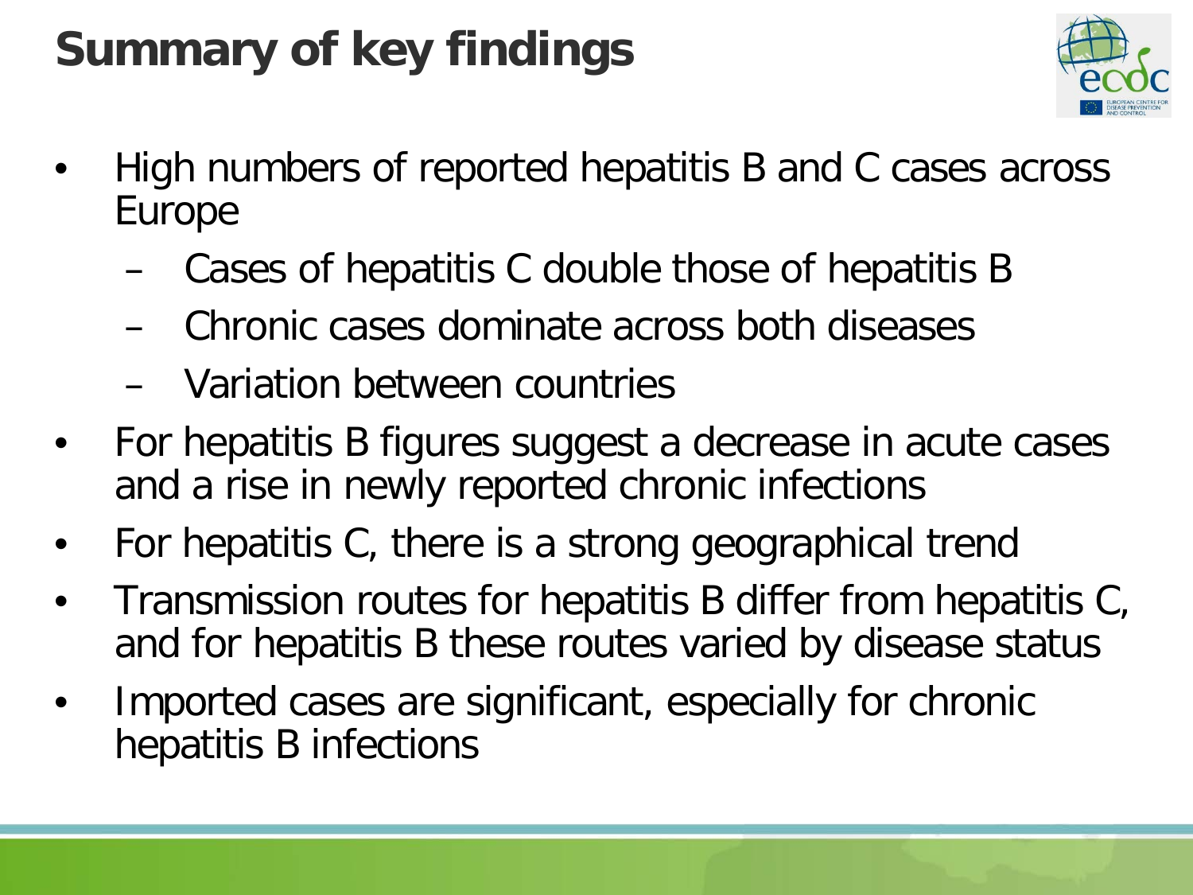# Summary of key findings

- High numbers of reported hepatitis B and C cases across Europe
  - Cases of hepatitis C double those of hepatitis B
  - Chronic cases dominate across both diseases
  - Variation between countries
- For hepatitis B figures suggest a decrease in acute cases and a rise in newly reported chronic infections
- For hepatitis C, there is a strong geographical trend
- Transmission routes for hepatitis B differ from hepatitis C, and for hepatitis B these routes varied by disease status
- Imported cases are significant, especially for chronic hepatitis B infections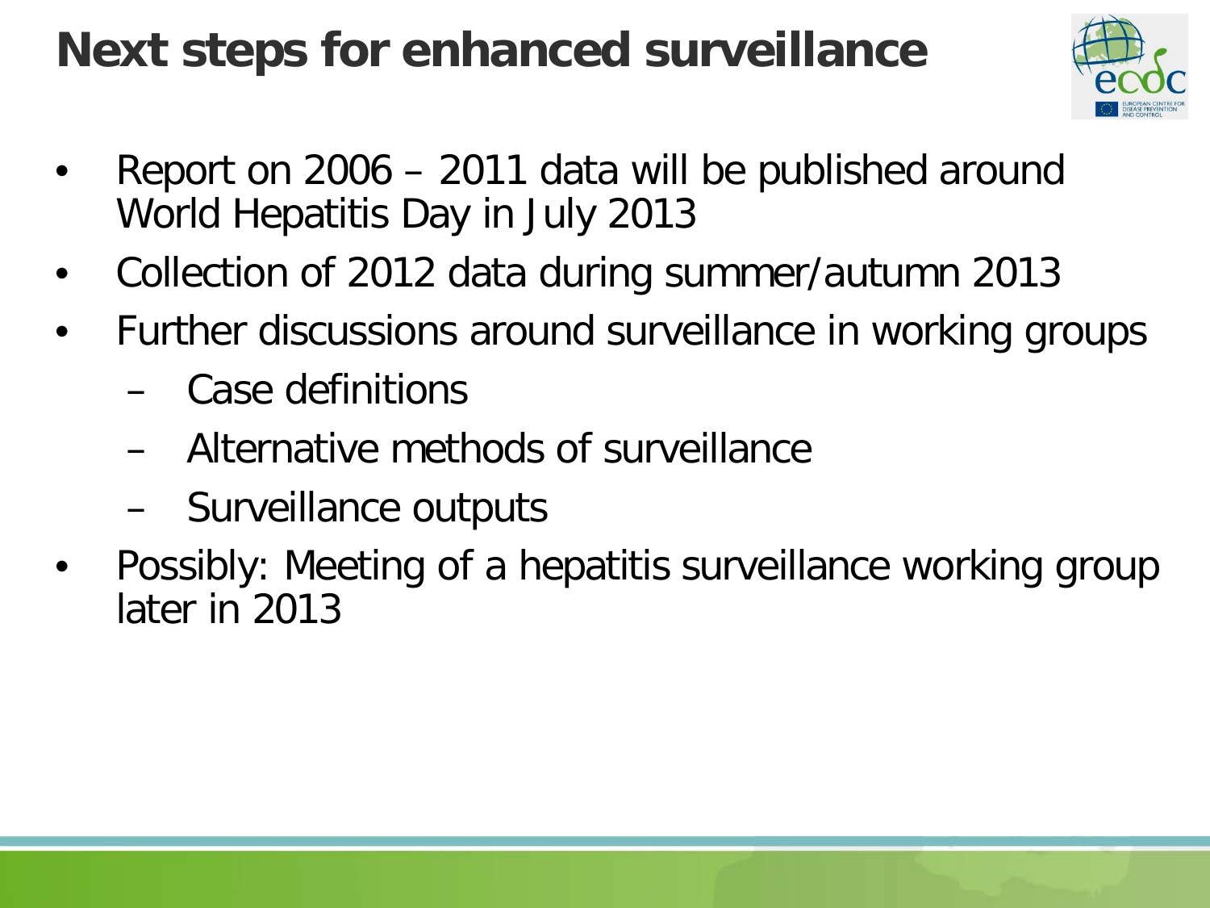# Next steps for enhanced surveillance

- Report on 2006 – 2011 data will be published around World Hepatitis Day in July 2013
- Collection of 2012 data during summer/autumn 2013
- Further discussions around surveillance in working groups
  - Case definitions
  - Alternative methods of surveillance
  - Surveillance outputs
- Possibly: Meeting of a hepatitis surveillance working group later in 2013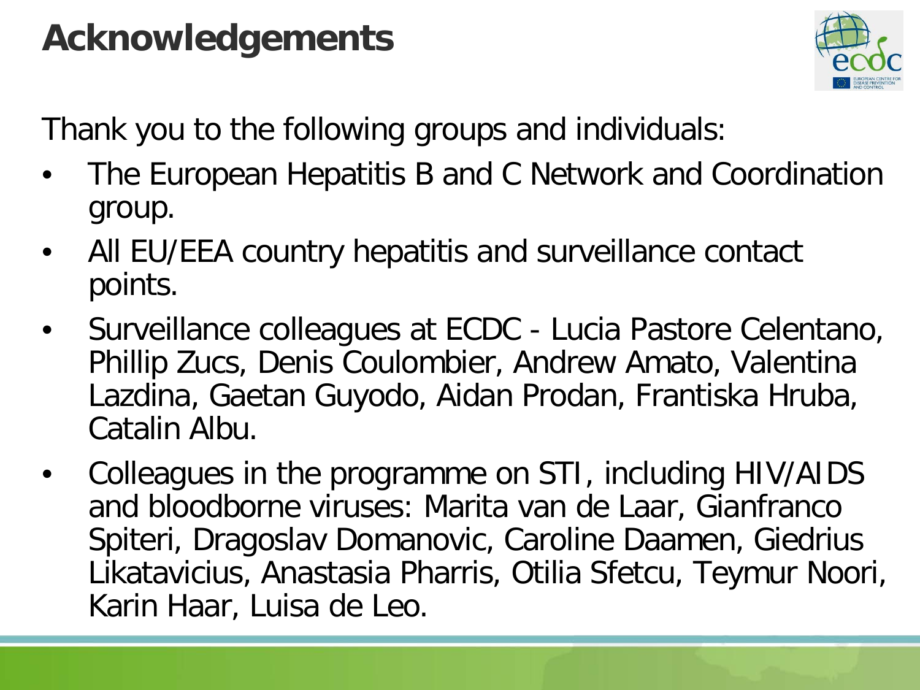# Acknowledgements

Thank you to the following groups and individuals:

- The European Hepatitis B and C Network and Coordination group.
- All EU/EEA country hepatitis and surveillance contact points.
- Surveillance colleagues at ECDC - Lucia Pastore Celentano, Phillip Zucs, Denis Coulombier, Andrew Amato, Valentina Lazdina, Gaetan Guyodo, Aidan Prodan, Frantiska Hruba, Catalin Albu.
- Colleagues in the programme on STI, including HIV/AIDS and bloodborne viruses: Marita van de Laar, Gianfranco Spiteri, Dragoslav Domanovic, Caroline Daamen, Giedrius Likatavicius, Anastasia Pharris, Otilia Sfetcu, Teymur Noori, Karin Haar, Luisa de Leo.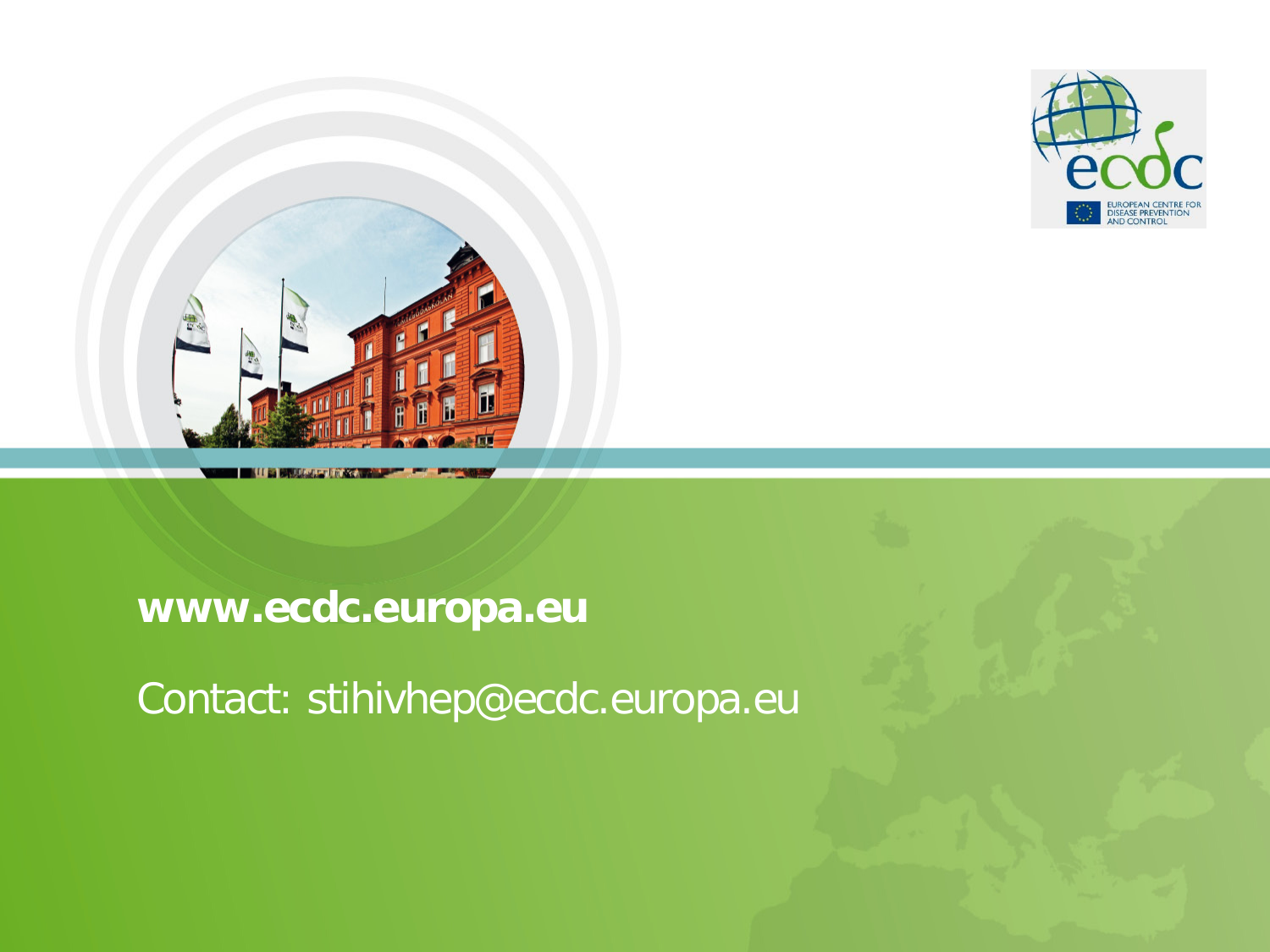**www.ecdc.europa.eu**

Contact: stihivhep@ecdc.europa.eu